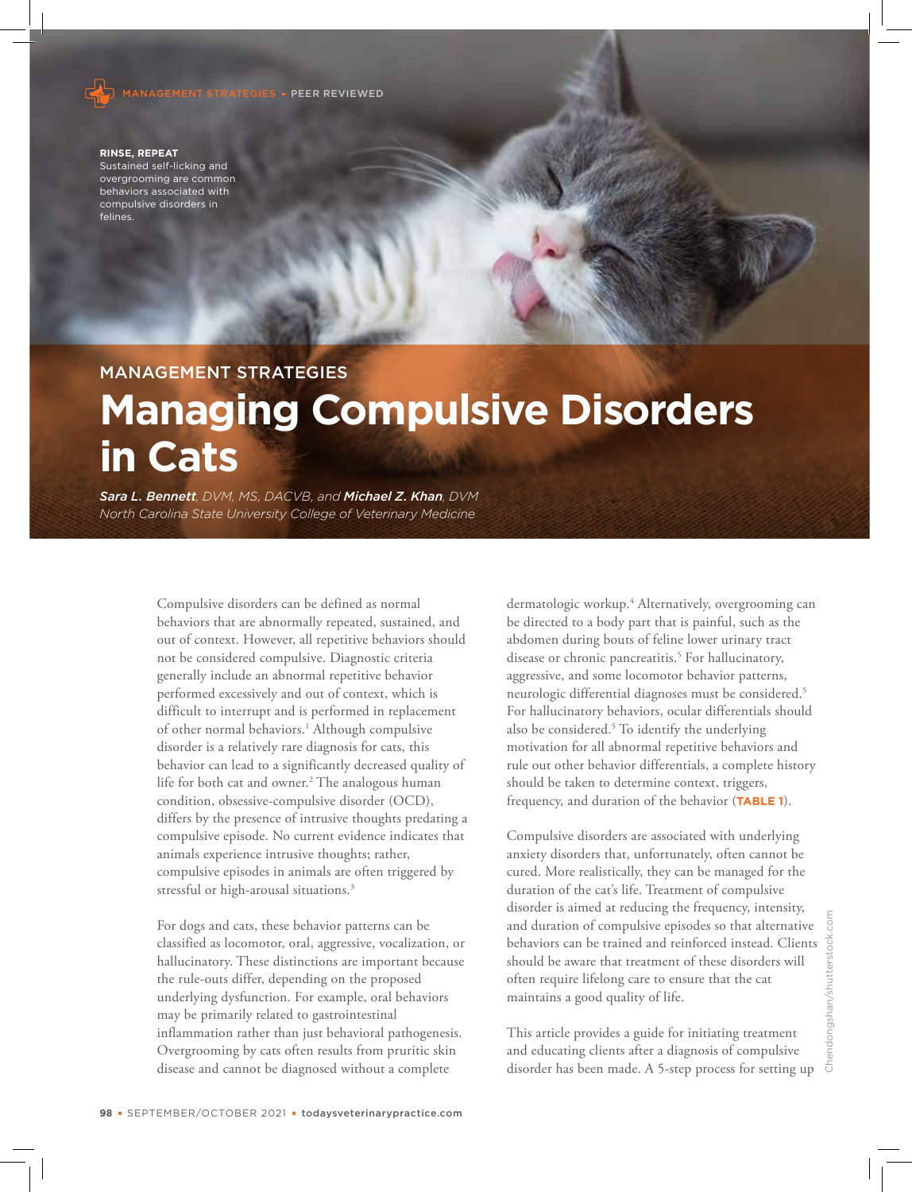MANAGEMENT STRATEGIES • PEER REVIEWED

**RINSE, REPEAT**
Sustained self-licking and overgrooming are common behaviors associated with compulsive disorders in felines.

Chendongshan/shutterstock.com

MANAGEMENT STRATEGIES

# Managing Compulsive Disorders in Cats

***Sara L. Bennett**, DVM, MS, DACVB, and **Michael Z. Khan**, DVM*
*North Carolina State University College of Veterinary Medicine*

Compulsive disorders can be defined as normal behaviors that are abnormally repeated, sustained, and out of context. However, all repetitive behaviors should not be considered compulsive. Diagnostic criteria generally include an abnormal repetitive behavior performed excessively and out of context, which is difficult to interrupt and is performed in replacement of other normal behaviors.[1] Although compulsive disorder is a relatively rare diagnosis for cats, this behavior can lead to a significantly decreased quality of life for both cat and owner.[2] The analogous human condition, obsessive-compulsive disorder (OCD), differs by the presence of intrusive thoughts predating a compulsive episode. No current evidence indicates that animals experience intrusive thoughts; rather, compulsive episodes in animals are often triggered by stressful or high-arousal situations.[3]

For dogs and cats, these behavior patterns can be classified as locomotor, oral, aggressive, vocalization, or hallucinatory. These distinctions are important because the rule-outs differ, depending on the proposed underlying dysfunction. For example, oral behaviors may be primarily related to gastrointestinal inflammation rather than just behavioral pathogenesis. Overgrooming by cats often results from pruritic skin disease and cannot be diagnosed without a complete dermatologic workup.[4] Alternatively, overgrooming can be directed to a body part that is painful, such as the abdomen during bouts of feline lower urinary tract disease or chronic pancreatitis.[5] For hallucinatory, aggressive, and some locomotor behavior patterns, neurologic differential diagnoses must be considered.[5] For hallucinatory behaviors, ocular differentials should also be considered.[5] To identify the underlying motivation for all abnormal repetitive behaviors and rule out other behavior differentials, a complete history should be taken to determine context, triggers, frequency, and duration of the behavior (**TABLE 1**).

Compulsive disorders are associated with underlying anxiety disorders that, unfortunately, often cannot be cured. More realistically, they can be managed for the duration of the cat's life. Treatment of compulsive disorder is aimed at reducing the frequency, intensity, and duration of compulsive episodes so that alternative behaviors can be trained and reinforced instead. Clients should be aware that treatment of these disorders will often require lifelong care to ensure that the cat maintains a good quality of life.

This article provides a guide for initiating treatment and educating clients after a diagnosis of compulsive disorder has been made. A 5-step process for setting up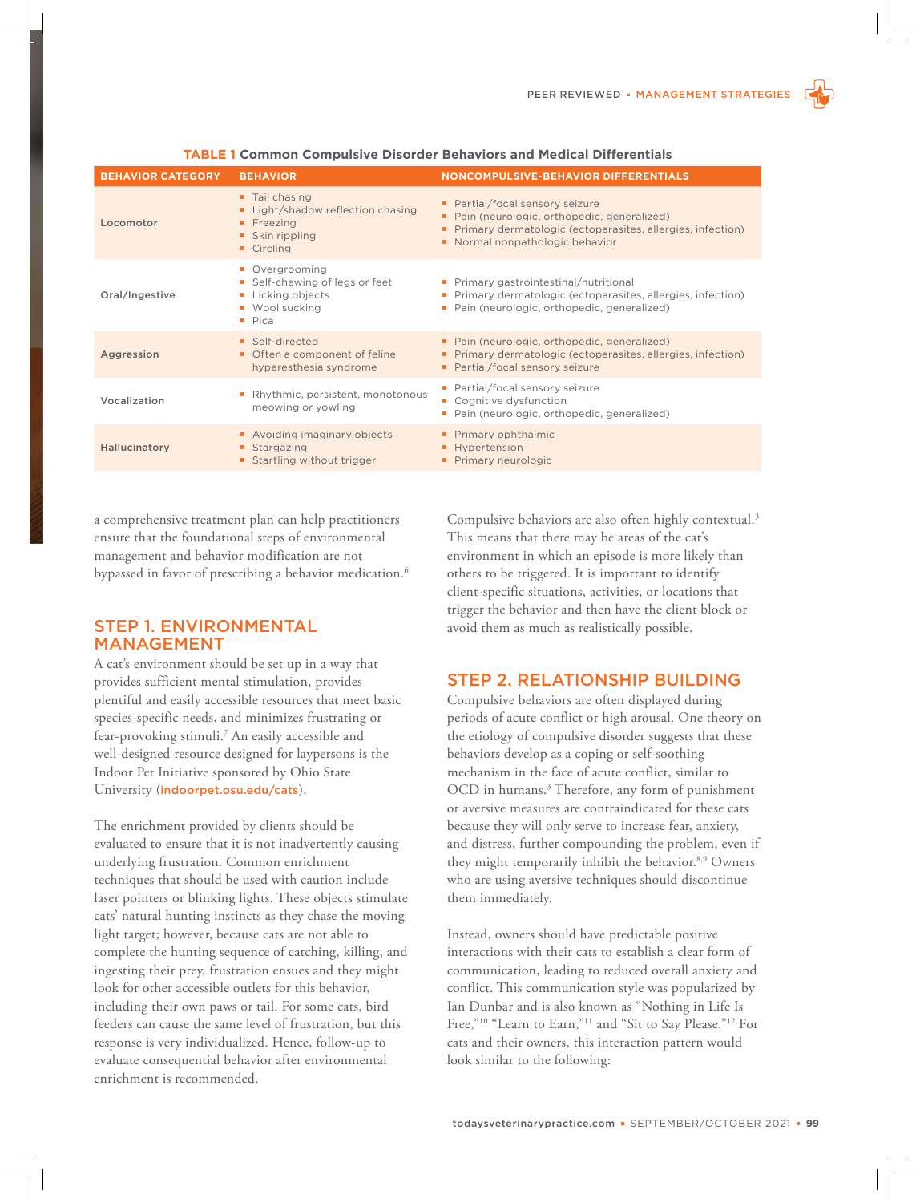**TABLE 1 Common Compulsive Disorder Behaviors and Medical Differentials**

| BEHAVIOR CATEGORY | BEHAVIOR | NONCOMPULSIVE-BEHAVIOR DIFFERENTIALS |
|---|---|---|
| Locomotor | ▪ Tail chasing<br>▪ Light/shadow reflection chasing<br>▪ Freezing<br>▪ Skin rippling<br>▪ Circling | ▪ Partial/focal sensory seizure<br>▪ Pain (neurologic, orthopedic, generalized)<br>▪ Primary dermatologic (ectoparasites, allergies, infection)<br>▪ Normal nonpathologic behavior |
| Oral/Ingestive | ▪ Overgrooming<br>▪ Self-chewing of legs or feet<br>▪ Licking objects<br>▪ Wool sucking<br>▪ Pica | ▪ Primary gastrointestinal/nutritional<br>▪ Primary dermatologic (ectoparasites, allergies, infection)<br>▪ Pain (neurologic, orthopedic, generalized) |
| Aggression | ▪ Self-directed<br>▪ Often a component of feline hyperesthesia syndrome | ▪ Pain (neurologic, orthopedic, generalized)<br>▪ Primary dermatologic (ectoparasites, allergies, infection)<br>▪ Partial/focal sensory seizure |
| Vocalization | ▪ Rhythmic, persistent, monotonous meowing or yowling | ▪ Partial/focal sensory seizure<br>▪ Cognitive dysfunction<br>▪ Pain (neurologic, orthopedic, generalized) |
| Hallucinatory | ▪ Avoiding imaginary objects<br>▪ Stargazing<br>▪ Startling without trigger | ▪ Primary ophthalmic<br>▪ Hypertension<br>▪ Primary neurologic |

a comprehensive treatment plan can help practitioners ensure that the foundational steps of environmental management and behavior modification are not bypassed in favor of prescribing a behavior medication.[6]

## STEP 1. ENVIRONMENTAL MANAGEMENT

A cat's environment should be set up in a way that provides sufficient mental stimulation, provides plentiful and easily accessible resources that meet basic species-specific needs, and minimizes frustrating or fear-provoking stimuli.[7] An easily accessible and well-designed resource designed for laypersons is the Indoor Pet Initiative sponsored by Ohio State University (indoorpet.osu.edu/cats).

The enrichment provided by clients should be evaluated to ensure that it is not inadvertently causing underlying frustration. Common enrichment techniques that should be used with caution include laser pointers or blinking lights. These objects stimulate cats' natural hunting instincts as they chase the moving light target; however, because cats are not able to complete the hunting sequence of catching, killing, and ingesting their prey, frustration ensues and they might look for other accessible outlets for this behavior, including their own paws or tail. For some cats, bird feeders can cause the same level of frustration, but this response is very individualized. Hence, follow-up to evaluate consequential behavior after environmental enrichment is recommended.

Compulsive behaviors are also often highly contextual.[3] This means that there may be areas of the cat's environment in which an episode is more likely than others to be triggered. It is important to identify client-specific situations, activities, or locations that trigger the behavior and then have the client block or avoid them as much as realistically possible.

## STEP 2. RELATIONSHIP BUILDING

Compulsive behaviors are often displayed during periods of acute conflict or high arousal. One theory on the etiology of compulsive disorder suggests that these behaviors develop as a coping or self-soothing mechanism in the face of acute conflict, similar to OCD in humans.[3] Therefore, any form of punishment or aversive measures are contraindicated for these cats because they will only serve to increase fear, anxiety, and distress, further compounding the problem, even if they might temporarily inhibit the behavior.[8,9] Owners who are using aversive techniques should discontinue them immediately.

Instead, owners should have predictable positive interactions with their cats to establish a clear form of communication, leading to reduced overall anxiety and conflict. This communication style was popularized by Ian Dunbar and is also known as "Nothing in Life Is Free,"[10] "Learn to Earn,"[11] and "Sit to Say Please."[12] For cats and their owners, this interaction pattern would look similar to the following: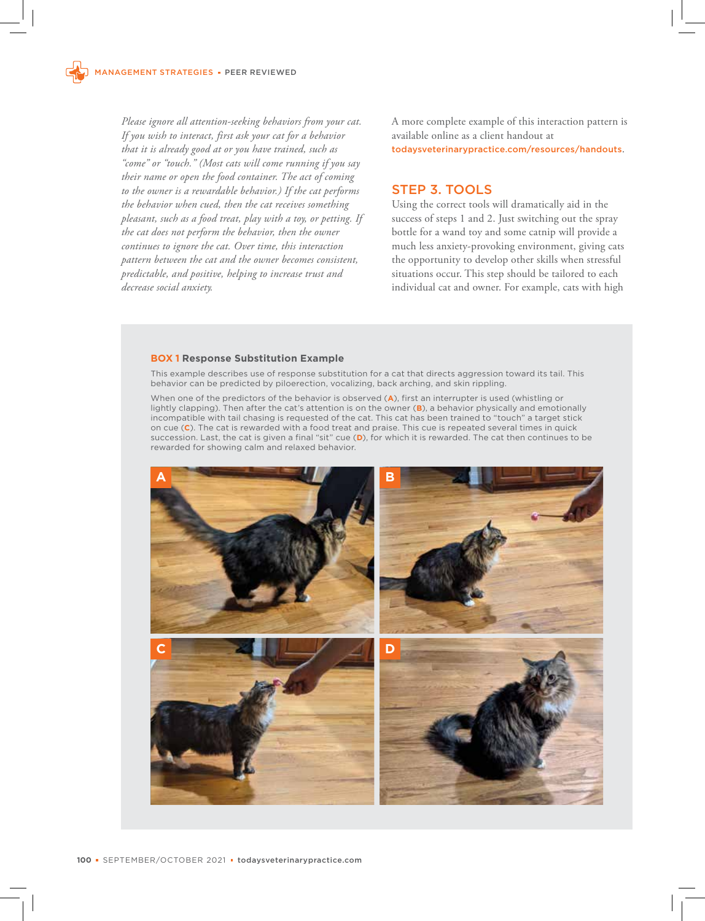*Please ignore all attention-seeking behaviors from your cat. If you wish to interact, first ask your cat for a behavior that it is already good at or you have trained, such as "come" or "touch." (Most cats will come running if you say their name or open the food container. The act of coming to the owner is a rewardable behavior.) If the cat performs the behavior when cued, then the cat receives something pleasant, such as a food treat, play with a toy, or petting. If the cat does not perform the behavior, then the owner continues to ignore the cat. Over time, this interaction pattern between the cat and the owner becomes consistent, predictable, and positive, helping to increase trust and decrease social anxiety.*

A more complete example of this interaction pattern is available online as a client handout at todaysveterinarypractice.com/resources/handouts.

## STEP 3. TOOLS

Using the correct tools will dramatically aid in the success of steps 1 and 2. Just switching out the spray bottle for a wand toy and some catnip will provide a much less anxiety-provoking environment, giving cats the opportunity to develop other skills when stressful situations occur. This step should be tailored to each individual cat and owner. For example, cats with high

### BOX 1 Response Substitution Example

This example describes use of response substitution for a cat that directs aggression toward its tail. This behavior can be predicted by piloerection, vocalizing, back arching, and skin rippling.

When one of the predictors of the behavior is observed (**A**), first an interrupter is used (whistling or lightly clapping). Then after the cat's attention is on the owner (**B**), a behavior physically and emotionally incompatible with tail chasing is requested of the cat. This cat has been trained to "touch" a target stick on cue (**C**). The cat is rewarded with a food treat and praise. This cue is repeated several times in quick succession. Last, the cat is given a final "sit" cue (**D**), for which it is rewarded. The cat then continues to be rewarded for showing calm and relaxed behavior.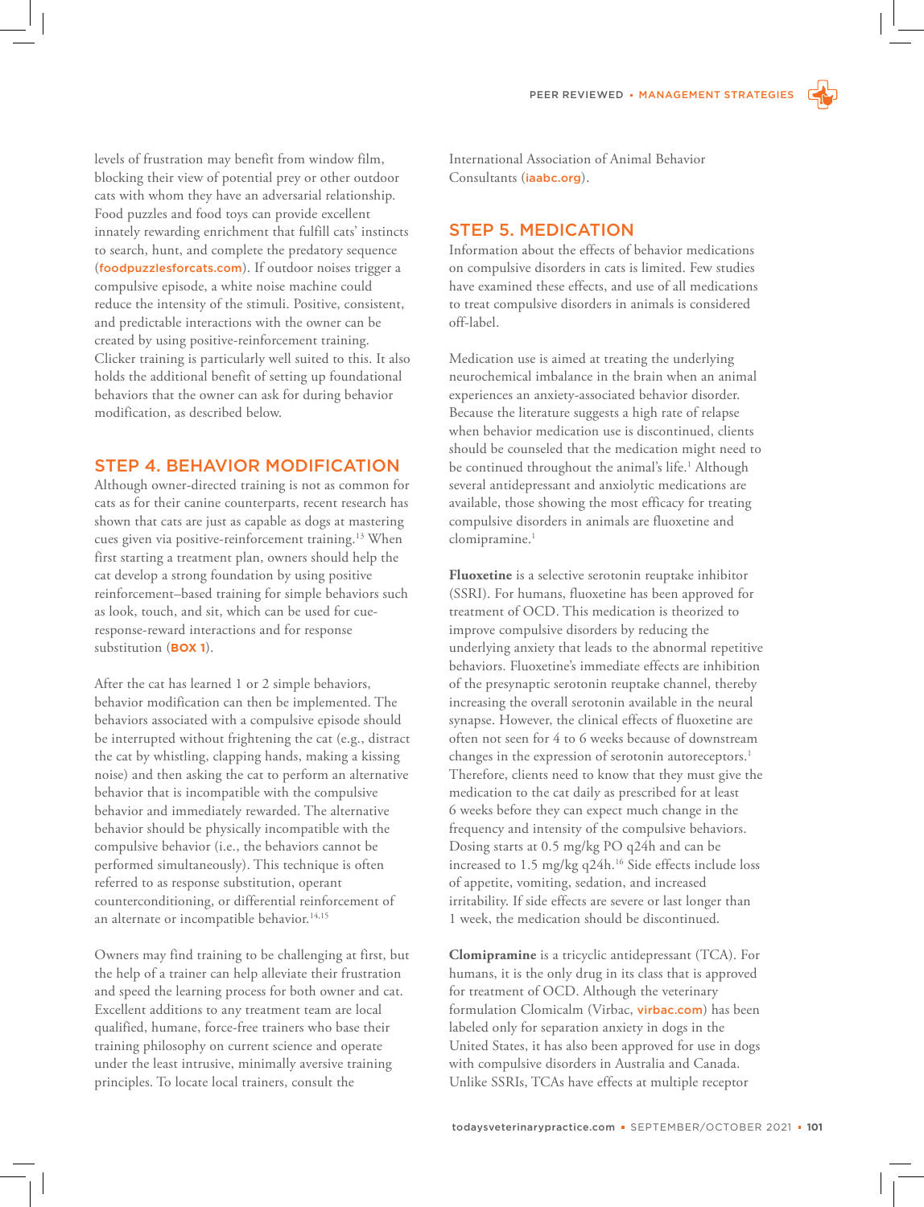levels of frustration may benefit from window film, blocking their view of potential prey or other outdoor cats with whom they have an adversarial relationship. Food puzzles and food toys can provide excellent innately rewarding enrichment that fulfill cats' instincts to search, hunt, and complete the predatory sequence (foodpuzzlesforcats.com). If outdoor noises trigger a compulsive episode, a white noise machine could reduce the intensity of the stimuli. Positive, consistent, and predictable interactions with the owner can be created by using positive-reinforcement training. Clicker training is particularly well suited to this. It also holds the additional benefit of setting up foundational behaviors that the owner can ask for during behavior modification, as described below.

## STEP 4. BEHAVIOR MODIFICATION

Although owner-directed training is not as common for cats as for their canine counterparts, recent research has shown that cats are just as capable as dogs at mastering cues given via positive-reinforcement training.[13] When first starting a treatment plan, owners should help the cat develop a strong foundation by using positive reinforcement–based training for simple behaviors such as look, touch, and sit, which can be used for cue-response-reward interactions and for response substitution (**BOX 1**).

After the cat has learned 1 or 2 simple behaviors, behavior modification can then be implemented. The behaviors associated with a compulsive episode should be interrupted without frightening the cat (e.g., distract the cat by whistling, clapping hands, making a kissing noise) and then asking the cat to perform an alternative behavior that is incompatible with the compulsive behavior and immediately rewarded. The alternative behavior should be physically incompatible with the compulsive behavior (i.e., the behaviors cannot be performed simultaneously). This technique is often referred to as response substitution, operant counterconditioning, or differential reinforcement of an alternate or incompatible behavior.[14,15]

Owners may find training to be challenging at first, but the help of a trainer can help alleviate their frustration and speed the learning process for both owner and cat. Excellent additions to any treatment team are local qualified, humane, force-free trainers who base their training philosophy on current science and operate under the least intrusive, minimally aversive training principles. To locate local trainers, consult the International Association of Animal Behavior Consultants (iaabc.org).

## STEP 5. MEDICATION

Information about the effects of behavior medications on compulsive disorders in cats is limited. Few studies have examined these effects, and use of all medications to treat compulsive disorders in animals is considered off-label.

Medication use is aimed at treating the underlying neurochemical imbalance in the brain when an animal experiences an anxiety-associated behavior disorder. Because the literature suggests a high rate of relapse when behavior medication use is discontinued, clients should be counseled that the medication might need to be continued throughout the animal's life.[1] Although several antidepressant and anxiolytic medications are available, those showing the most efficacy for treating compulsive disorders in animals are fluoxetine and clomipramine.[1]

**Fluoxetine** is a selective serotonin reuptake inhibitor (SSRI). For humans, fluoxetine has been approved for treatment of OCD. This medication is theorized to improve compulsive disorders by reducing the underlying anxiety that leads to the abnormal repetitive behaviors. Fluoxetine's immediate effects are inhibition of the presynaptic serotonin reuptake channel, thereby increasing the overall serotonin available in the neural synapse. However, the clinical effects of fluoxetine are often not seen for 4 to 6 weeks because of downstream changes in the expression of serotonin autoreceptors.[1] Therefore, clients need to know that they must give the medication to the cat daily as prescribed for at least 6 weeks before they can expect much change in the frequency and intensity of the compulsive behaviors. Dosing starts at 0.5 mg/kg PO q24h and can be increased to 1.5 mg/kg q24h.[16] Side effects include loss of appetite, vomiting, sedation, and increased irritability. If side effects are severe or last longer than 1 week, the medication should be discontinued.

**Clomipramine** is a tricyclic antidepressant (TCA). For humans, it is the only drug in its class that is approved for treatment of OCD. Although the veterinary formulation Clomicalm (Virbac, virbac.com) has been labeled only for separation anxiety in dogs in the United States, it has also been approved for use in dogs with compulsive disorders in Australia and Canada. Unlike SSRIs, TCAs have effects at multiple receptor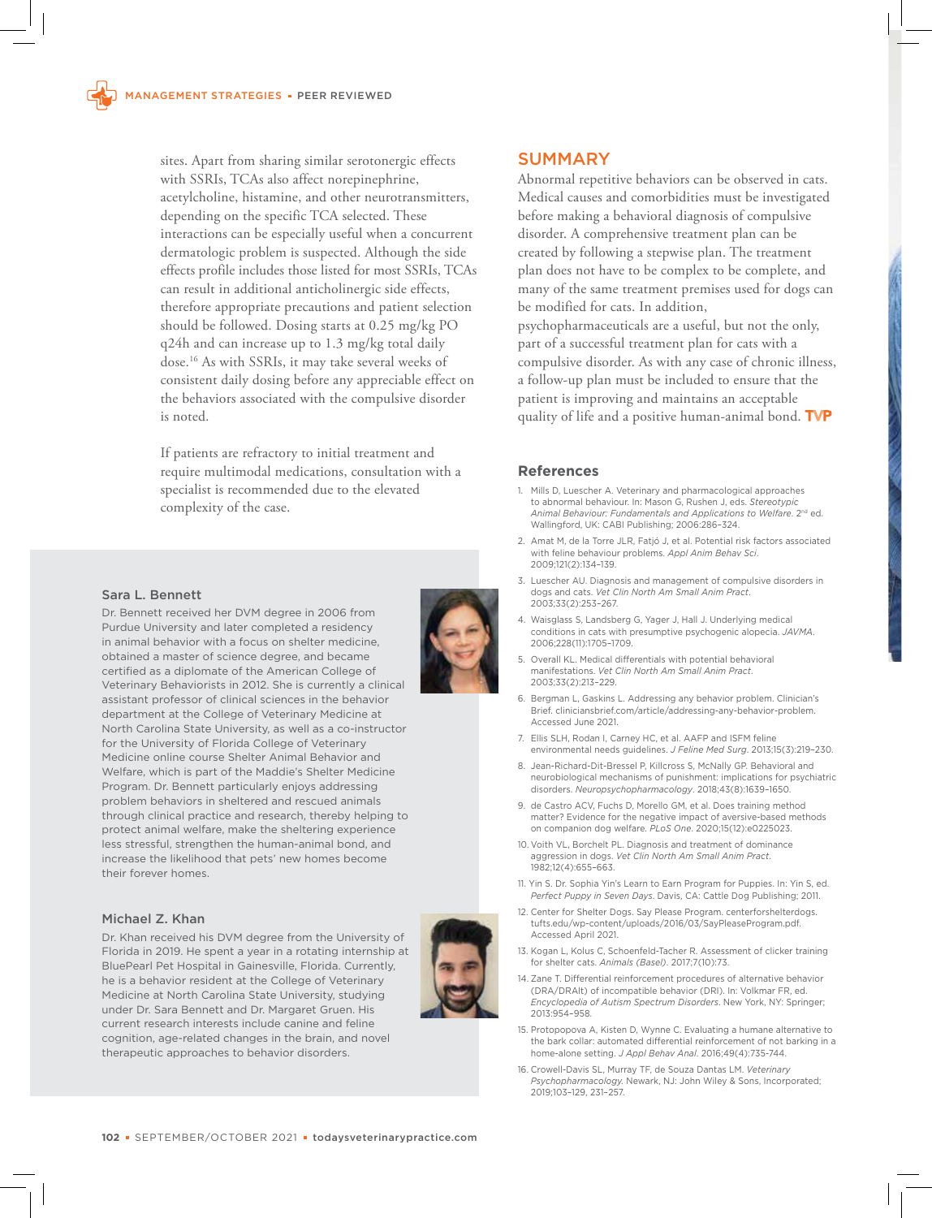sites. Apart from sharing similar serotonergic effects with SSRIs, TCAs also affect norepinephrine, acetylcholine, histamine, and other neurotransmitters, depending on the specific TCA selected. These interactions can be especially useful when a concurrent dermatologic problem is suspected. Although the side effects profile includes those listed for most SSRIs, TCAs can result in additional anticholinergic side effects, therefore appropriate precautions and patient selection should be followed. Dosing starts at 0.25 mg/kg PO q24h and can increase up to 1.3 mg/kg total daily dose.[16] As with SSRIs, it may take several weeks of consistent daily dosing before any appreciable effect on the behaviors associated with the compulsive disorder is noted.

If patients are refractory to initial treatment and require multimodal medications, consultation with a specialist is recommended due to the elevated complexity of the case.

### Sara L. Bennett

Dr. Bennett received her DVM degree in 2006 from Purdue University and later completed a residency in animal behavior with a focus on shelter medicine, obtained a master of science degree, and became certified as a diplomate of the American College of Veterinary Behaviorists in 2012. She is currently a clinical assistant professor of clinical sciences in the behavior department at the College of Veterinary Medicine at North Carolina State University, as well as a co-instructor for the University of Florida College of Veterinary Medicine online course Shelter Animal Behavior and Welfare, which is part of the Maddie's Shelter Medicine Program. Dr. Bennett particularly enjoys addressing problem behaviors in sheltered and rescued animals through clinical practice and research, thereby helping to protect animal welfare, make the sheltering experience less stressful, strengthen the human-animal bond, and increase the likelihood that pets' new homes become their forever homes.

### Michael Z. Khan

Dr. Khan received his DVM degree from the University of Florida in 2019. He spent a year in a rotating internship at BluePearl Pet Hospital in Gainesville, Florida. Currently, he is a behavior resident at the College of Veterinary Medicine at North Carolina State University, studying under Dr. Sara Bennett and Dr. Margaret Gruen. His current research interests include canine and feline cognition, age-related changes in the brain, and novel therapeutic approaches to behavior disorders.

## SUMMARY

Abnormal repetitive behaviors can be observed in cats. Medical causes and comorbidities must be investigated before making a behavioral diagnosis of compulsive disorder. A comprehensive treatment plan can be created by following a stepwise plan. The treatment plan does not have to be complex to be complete, and many of the same treatment premises used for dogs can be modified for cats. In addition, psychopharmaceuticals are a useful, but not the only, part of a successful treatment plan for cats with a compulsive disorder. As with any case of chronic illness, a follow-up plan must be included to ensure that the patient is improving and maintains an acceptable quality of life and a positive human-animal bond. **TVP**

### References

1. Mills D, Luescher A. Veterinary and pharmacological approaches to abnormal behaviour. In: Mason G, Rushen J, eds. *Stereotypic Animal Behaviour: Fundamentals and Applications to Welfare*. 2nd ed. Wallingford, UK: CABI Publishing; 2006:286-324.
2. Amat M, de la Torre JLR, Fatjó J, et al. Potential risk factors associated with feline behaviour problems. *Appl Anim Behav Sci*. 2009;121(2):134-139.
3. Luescher AU. Diagnosis and management of compulsive disorders in dogs and cats. *Vet Clin North Am Small Anim Pract*. 2003;33(2):253-267.
4. Waisglass S, Landsberg G, Yager J, Hall J. Underlying medical conditions in cats with presumptive psychogenic alopecia. *JAVMA*. 2006;228(11):1705-1709.
5. Overall KL. Medical differentials with potential behavioral manifestations. *Vet Clin North Am Small Anim Pract*. 2003;33(2):213-229.
6. Bergman L, Gaskins L. Addressing any behavior problem. Clinician's Brief. cliniciansbrief.com/article/addressing-any-behavior-problem. Accessed June 2021.
7. Ellis SLH, Rodan I, Carney HC, et al. AAFP and ISFM feline environmental needs guidelines. *J Feline Med Surg*. 2013;15(3):219-230.
8. Jean-Richard-Dit-Bressel P, Killcross S, McNally GP. Behavioral and neurobiological mechanisms of punishment: implications for psychiatric disorders. *Neuropsychopharmacology*. 2018;43(8):1639-1650.
9. de Castro ACV, Fuchs D, Morello GM, et al. Does training method matter? Evidence for the negative impact of aversive-based methods on companion dog welfare. *PLoS One*. 2020;15(12):e0225023.
10. Voith VL, Borchelt PL. Diagnosis and treatment of dominance aggression in dogs. *Vet Clin North Am Small Anim Pract*. 1982;12(4):655-663.
11. Yin S. Dr. Sophia Yin's Learn to Earn Program for Puppies. In: Yin S, ed. *Perfect Puppy in Seven Days*. Davis, CA: Cattle Dog Publishing; 2011.
12. Center for Shelter Dogs. Say Please Program. centerforshelterdogs.tufts.edu/wp-content/uploads/2016/03/SayPleaseProgram.pdf. Accessed April 2021.
13. Kogan L, Kolus C, Schoenfeld-Tacher R. Assessment of clicker training for shelter cats. *Animals (Basel)*. 2017;7(10):73.
14. Zane T. Differential reinforcement procedures of alternative behavior (DRA/DRAlt) of incompatible behavior (DRI). In: Volkmar FR, ed. *Encyclopedia of Autism Spectrum Disorders*. New York, NY: Springer; 2013:954-958.
15. Protopopova A, Kisten D, Wynne C. Evaluating a humane alternative to the bark collar: automated differential reinforcement of not barking in a home-alone setting. *J Appl Behav Anal*. 2016;49(4):735-744.
16. Crowell-Davis SL, Murray TF, de Souza Dantas LM. *Veterinary Psychopharmacology*. Newark, NJ: John Wiley & Sons, Incorporated; 2019;103-129, 231-257.